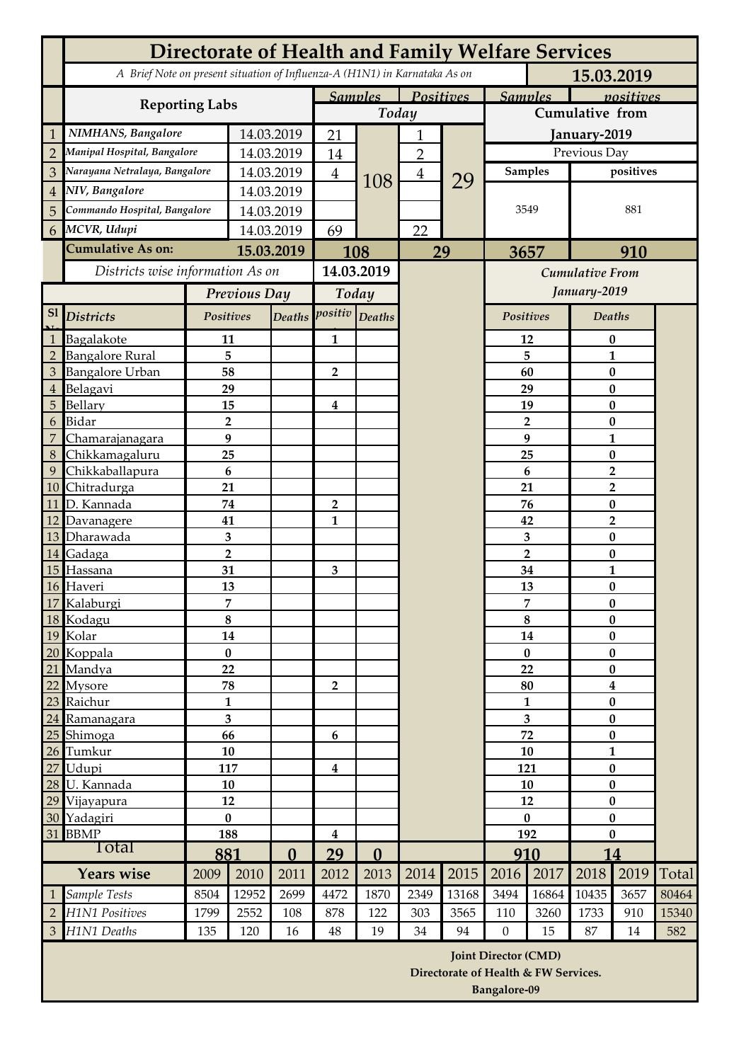# Directorate of Health and Family Welfare Services

*A Brief Note on present situation of Influenza-A (H1N1) in Karnataka As on* **15.03.2019**

| | Reporting Labs | | Samples Today | | Positives Today | | Samples Cumulative from January-2019 | positives Cumulative from January-2019 |
|---|---|---|---|---|---|---|---|---|
| 1 | *NIMHANS, Bangalore* | 14.03.2019 | 21 | 108 | 1 | 29 | Previous Day | |
| 2 | *Manipal Hospital, Bangalore* | 14.03.2019 | 14 | | 2 | | Samples | positives |
| 3 | *Narayana Netralaya, Bangalore* | 14.03.2019 | 4 | | 4 | | 3549 | 881 |
| 4 | *NIV, Bangalore* | 14.03.2019 | | | | | | |
| 5 | *Commando Hospital, Bangalore* | 14.03.2019 | | | | | | |
| 6 | *MCVR, Udupi* | 14.03.2019 | 69 | | 22 | | | |
| | **Cumulative As on:** | **15.03.2019** | **108** | | **29** | | **3657** | **910** |

| Sl No. | Districts (wise information As on 14.03.2019) | Previous Day Positives | Previous Day Deaths | Today positives | Today Deaths | Cumulative From January-2019 Positives | Cumulative From January-2019 Deaths |
|---|---|---|---|---|---|---|---|
| 1 | Bagalakote | 11 | | 1 | | 12 | 0 |
| 2 | Bangalore Rural | 5 | | | | 5 | 1 |
| 3 | Bangalore Urban | 58 | | 2 | | 60 | 0 |
| 4 | Belagavi | 29 | | | | 29 | 0 |
| 5 | Bellary | 15 | | 4 | | 19 | 0 |
| 6 | Bidar | 2 | | | | 2 | 0 |
| 7 | Chamarajanagara | 9 | | | | 9 | 1 |
| 8 | Chikkamagaluru | 25 | | | | 25 | 0 |
| 9 | Chikkaballapura | 6 | | | | 6 | 2 |
| 10 | Chitradurga | 21 | | | | 21 | 2 |
| 11 | D. Kannada | 74 | | 2 | | 76 | 0 |
| 12 | Davanagere | 41 | | 1 | | 42 | 2 |
| 13 | Dharawada | 3 | | | | 3 | 0 |
| 14 | Gadaga | 2 | | | | 2 | 0 |
| 15 | Hassana | 31 | | 3 | | 34 | 1 |
| 16 | Haveri | 13 | | | | 13 | 0 |
| 17 | Kalaburgi | 7 | | | | 7 | 0 |
| 18 | Kodagu | 8 | | | | 8 | 0 |
| 19 | Kolar | 14 | | | | 14 | 0 |
| 20 | Koppala | 0 | | | | 0 | 0 |
| 21 | Mandya | 22 | | | | 22 | 0 |
| 22 | Mysore | 78 | | 2 | | 80 | 4 |
| 23 | Raichur | 1 | | | | 1 | 0 |
| 24 | Ramanagara | 3 | | | | 3 | 0 |
| 25 | Shimoga | 66 | | 6 | | 72 | 0 |
| 26 | Tumkur | 10 | | | | 10 | 1 |
| 27 | Udupi | 117 | | 4 | | 121 | 0 |
| 28 | U. Kannada | 10 | | | | 10 | 0 |
| 29 | Vijayapura | 12 | | | | 12 | 0 |
| 30 | Yadagiri | 0 | | | | 0 | 0 |
| 31 | BBMP | 188 | | 4 | | 192 | 0 |
| | Total | **881** | **0** | **29** | **0** | **910** | **14** |

| | Years wise | 2009 | 2010 | 2011 | 2012 | 2013 | 2014 | 2015 | 2016 | 2017 | 2018 | 2019 | Total |
|---|---|---|---|---|---|---|---|---|---|---|---|---|---|
| 1 | *Sample Tests* | 8504 | 12952 | 2699 | 4472 | 1870 | 2349 | 13168 | 3494 | 16864 | 10435 | 3657 | 80464 |
| 2 | *H1N1 Positives* | 1799 | 2552 | 108 | 878 | 122 | 303 | 3565 | 110 | 3260 | 1733 | 910 | 15340 |
| 3 | *H1N1 Deaths* | 135 | 120 | 16 | 48 | 19 | 34 | 94 | 0 | 15 | 87 | 14 | 582 |

**Joint Director (CMD)**
**Directorate of Health & FW Services.**
**Bangalore-09**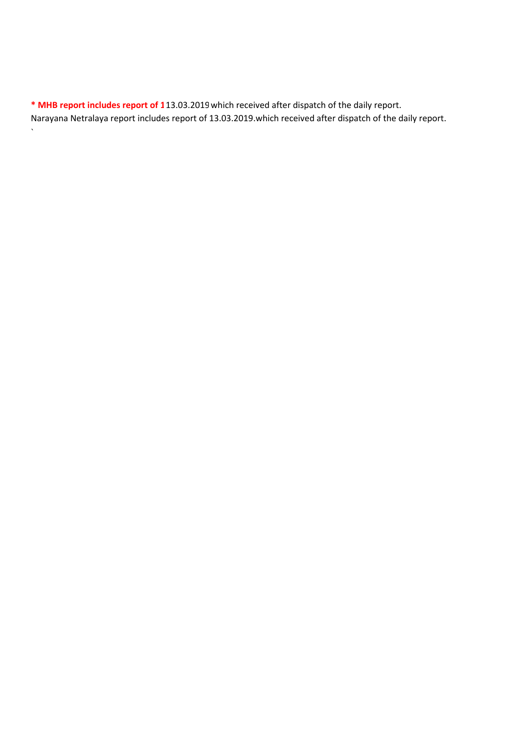**\* MHB report includes report of 1**13.03.2019 which received after dispatch of the daily report.

Narayana Netralaya report includes report of 13.03.2019.which received after dispatch of the daily report.

`